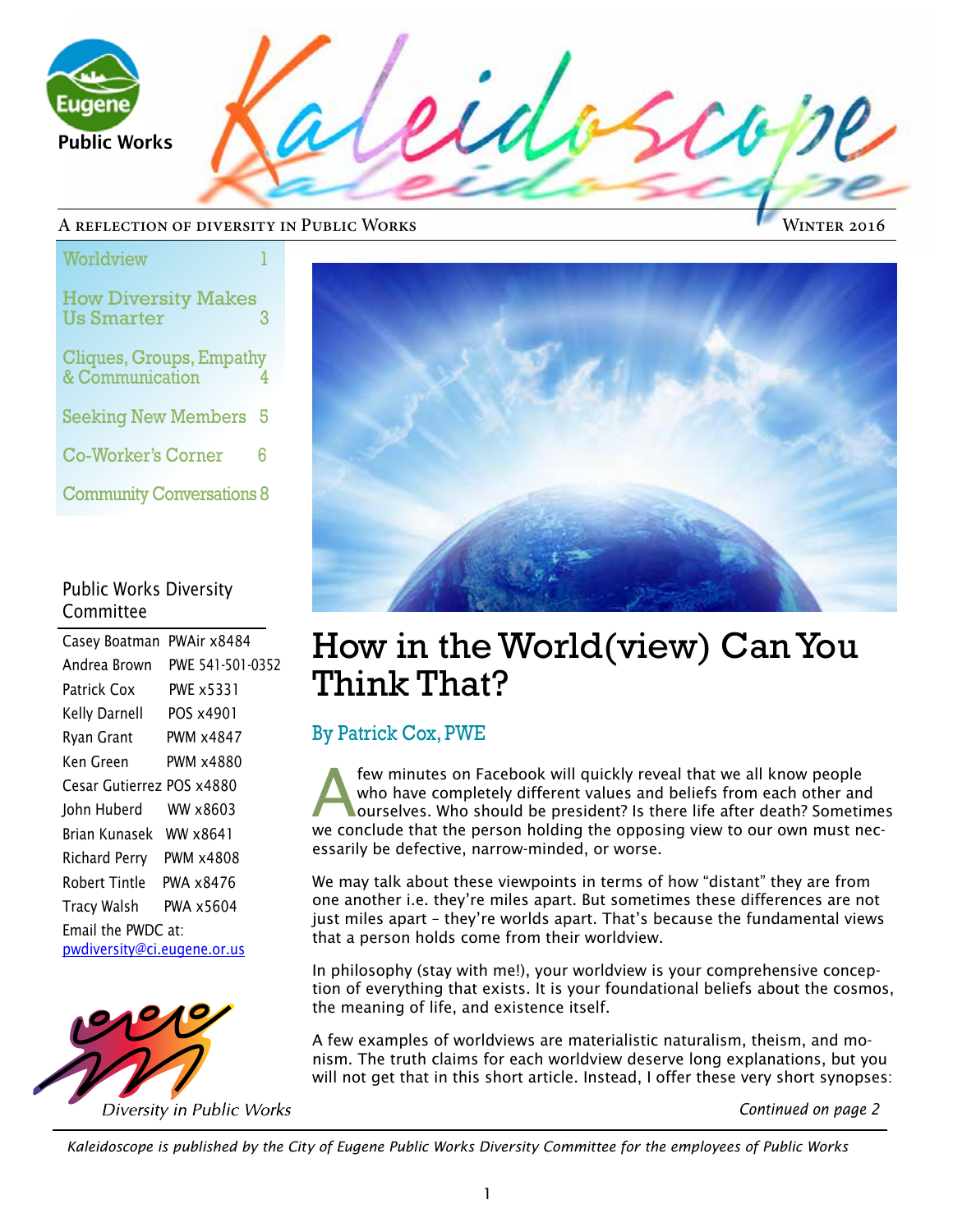# Kaleidoscope

A REFLECTION OF DIVERSITY IN PUBLIC WORKS — WINTER 2016

| | |
|---|---|
| Worldview | 1 |
| How Diversity Makes Us Smarter | 3 |
| Cliques, Groups, Empathy & Communication | 4 |
| Seeking New Members | 5 |
| Co-Worker's Corner | 6 |
| Community Conversations | 8 |

## Public Works Diversity Committee

| | |
|---|---|
| Casey Boatman | PWAir x8484 |
| Andrea Brown | PWE 541-501-0352 |
| Patrick Cox | PWE x5331 |
| Kelly Darnell | POS x4901 |
| Ryan Grant | PWM x4847 |
| Ken Green | PWM x4880 |
| Cesar Gutierrez | POS x4880 |
| John Huberd | WW x8603 |
| Brian Kunasek | WW x8641 |
| Richard Perry | PWM x4808 |
| Robert Tintle | PWA x8476 |
| Tracy Walsh | PWA x5604 |

Email the PWDC at: pwdiversity@ci.eugene.or.us

*Diversity in Public Works*

# How in the World(view) Can You Think That?

### By Patrick Cox, PWE

A few minutes on Facebook will quickly reveal that we all know people who have completely different values and beliefs from each other and ourselves. Who should be president? Is there life after death? Sometimes we conclude that the person holding the opposing view to our own must necessarily be defective, narrow-minded, or worse.

We may talk about these viewpoints in terms of how "distant" they are from one another i.e. they're miles apart. But sometimes these differences are not just miles apart – they're worlds apart. That's because the fundamental views that a person holds come from their worldview.

In philosophy (stay with me!), your worldview is your comprehensive conception of everything that exists. It is your foundational beliefs about the cosmos, the meaning of life, and existence itself.

A few examples of worldviews are materialistic naturalism, theism, and monism. The truth claims for each worldview deserve long explanations, but you will not get that in this short article. Instead, I offer these very short synopses:

*Continued on page 2*

*Kaleidoscope is published by the City of Eugene Public Works Diversity Committee for the employees of Public Works*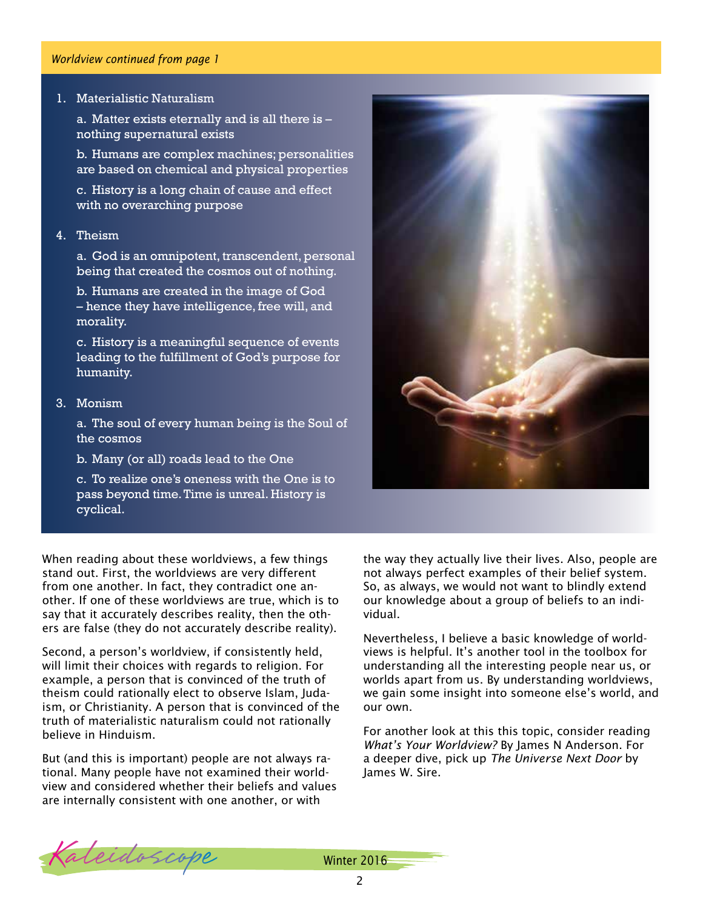*Worldview continued from page 1*

1. Materialistic Naturalism

   a. Matter exists eternally and is all there is – nothing supernatural exists

   b. Humans are complex machines; personalities are based on chemical and physical properties

   c. History is a long chain of cause and effect with no overarching purpose

4. Theism

   a. God is an omnipotent, transcendent, personal being that created the cosmos out of nothing.

   b. Humans are created in the image of God – hence they have intelligence, free will, and morality.

   c. History is a meaningful sequence of events leading to the fulfillment of God's purpose for humanity.

3. Monism

   a. The soul of every human being is the Soul of the cosmos

   b. Many (or all) roads lead to the One

   c. To realize one's oneness with the One is to pass beyond time. Time is unreal. History is cyclical.

When reading about these worldviews, a few things stand out. First, the worldviews are very different from one another. In fact, they contradict one another. If one of these worldviews are true, which is to say that it accurately describes reality, then the others are false (they do not accurately describe reality).

Second, a person's worldview, if consistently held, will limit their choices with regards to religion. For example, a person that is convinced of the truth of theism could rationally elect to observe Islam, Judaism, or Christianity. A person that is convinced of the truth of materialistic naturalism could not rationally believe in Hinduism.

But (and this is important) people are not always rational. Many people have not examined their worldview and considered whether their beliefs and values are internally consistent with one another, or with the way they actually live their lives. Also, people are not always perfect examples of their belief system. So, as always, we would not want to blindly extend our knowledge about a group of beliefs to an individual.

Nevertheless, I believe a basic knowledge of worldviews is helpful. It's another tool in the toolbox for understanding all the interesting people near us, or worlds apart from us. By understanding worldviews, we gain some insight into someone else's world, and our own.

For another look at this this topic, consider reading *What's Your Worldview?* By James N Anderson. For a deeper dive, pick up *The Universe Next Door* by James W. Sire.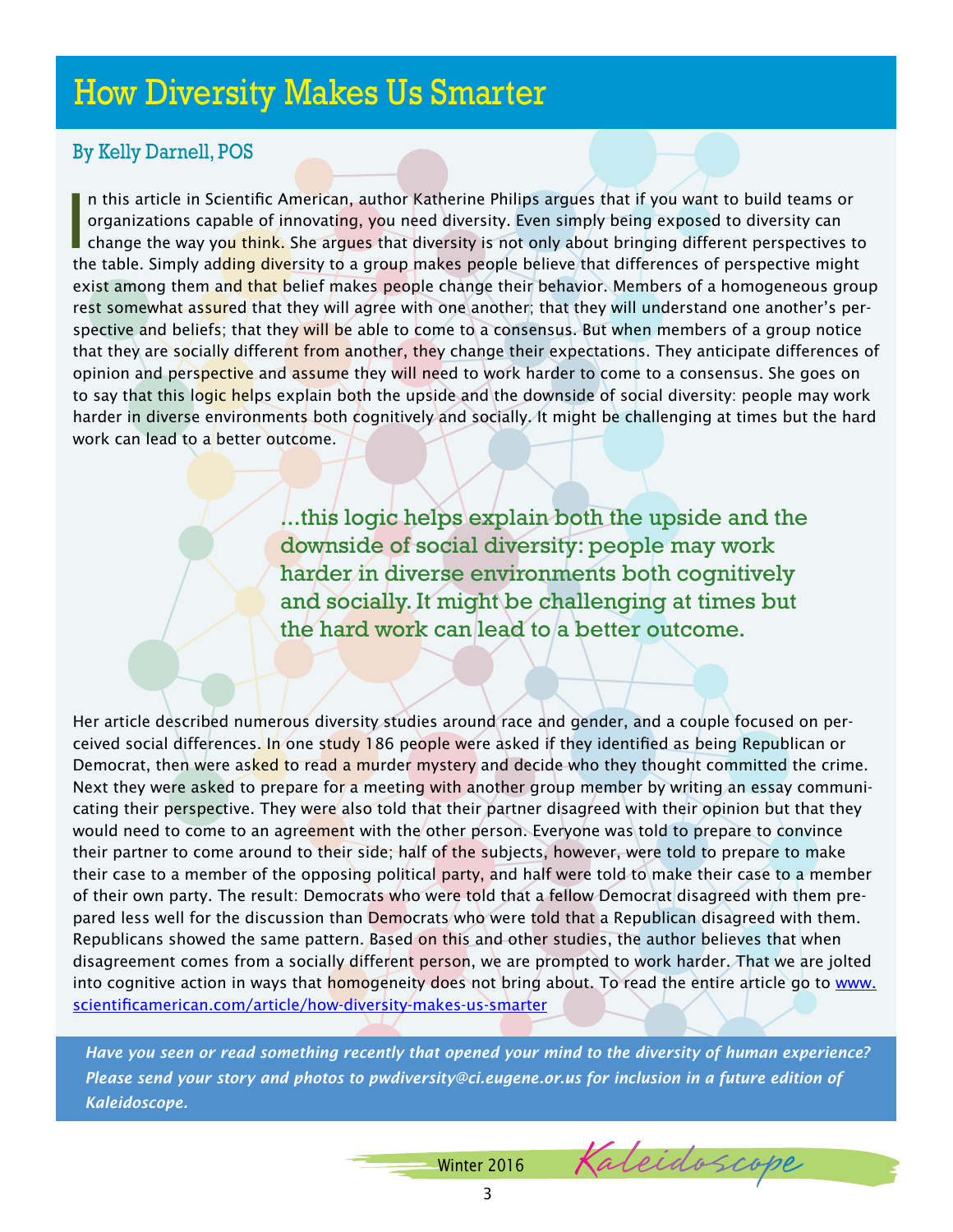# How Diversity Makes Us Smarter

## By Kelly Darnell, POS

In this article in Scientific American, author Katherine Philips argues that if you want to build teams or organizations capable of innovating, you need diversity. Even simply being exposed to diversity can change the way you think. She argues that diversity is not only about bringing different perspectives to the table. Simply adding diversity to a group makes people believe that differences of perspective might exist among them and that belief makes people change their behavior. Members of a homogeneous group rest somewhat assured that they will agree with one another; that they will understand one another's perspective and beliefs; that they will be able to come to a consensus. But when members of a group notice that they are socially different from another, they change their expectations. They anticipate differences of opinion and perspective and assume they will need to work harder to come to a consensus. She goes on to say that this logic helps explain both the upside and the downside of social diversity: people may work harder in diverse environments both cognitively and socially. It might be challenging at times but the hard work can lead to a better outcome.

> ...this logic helps explain both the upside and the downside of social diversity: people may work harder in diverse environments both cognitively and socially. It might be challenging at times but the hard work can lead to a better outcome.

Her article described numerous diversity studies around race and gender, and a couple focused on perceived social differences. In one study 186 people were asked if they identified as being Republican or Democrat, then were asked to read a murder mystery and decide who they thought committed the crime. Next they were asked to prepare for a meeting with another group member by writing an essay communicating their perspective. They were also told that their partner disagreed with their opinion but that they would need to come to an agreement with the other person. Everyone was told to prepare to convince their partner to come around to their side; half of the subjects, however, were told to prepare to make their case to a member of the opposing political party, and half were told to make their case to a member of their own party. The result: Democrats who were told that a fellow Democrat disagreed with them prepared less well for the discussion than Democrats who were told that a Republican disagreed with them. Republicans showed the same pattern. Based on this and other studies, the author believes that when disagreement comes from a socially different person, we are prompted to work harder. That we are jolted into cognitive action in ways that homogeneity does not bring about. To read the entire article go to www.scientificamerican.com/article/how-diversity-makes-us-smarter

***Have you seen or read something recently that opened your mind to the diversity of human experience? Please send your story and photos to pwdiversity@ci.eugene.or.us for inclusion in a future edition of Kaleidoscope.***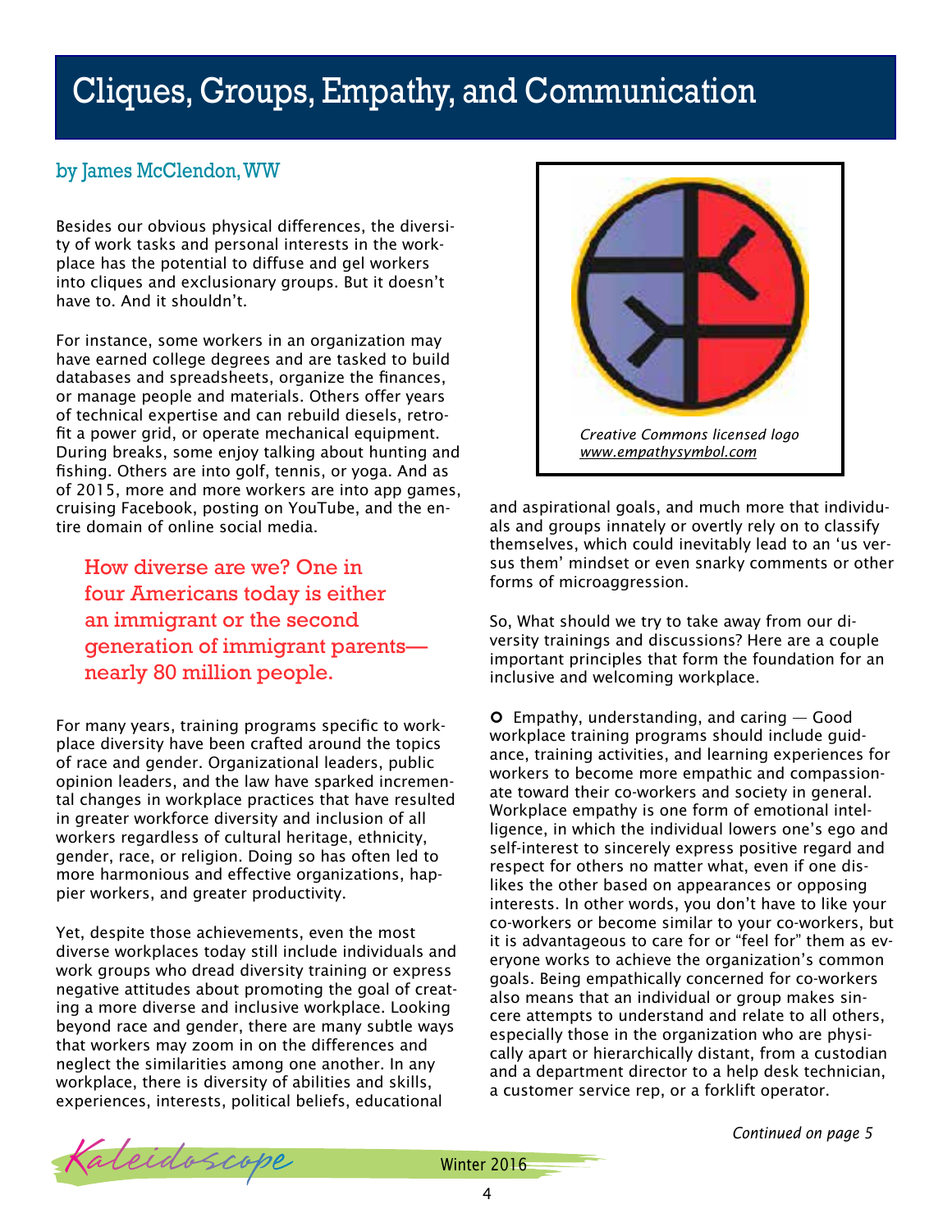# Cliques, Groups, Empathy, and Communication

by James McClendon, WW

Besides our obvious physical differences, the diversity of work tasks and personal interests in the workplace has the potential to diffuse and gel workers into cliques and exclusionary groups. But it doesn't have to. And it shouldn't.

For instance, some workers in an organization may have earned college degrees and are tasked to build databases and spreadsheets, organize the finances, or manage people and materials. Others offer years of technical expertise and can rebuild diesels, retrofit a power grid, or operate mechanical equipment. During breaks, some enjoy talking about hunting and fishing. Others are into golf, tennis, or yoga. And as of 2015, more and more workers are into app games, cruising Facebook, posting on YouTube, and the entire domain of online social media.

> How diverse are we? One in four Americans today is either an immigrant or the second generation of immigrant parents—nearly 80 million people.

For many years, training programs specific to workplace diversity have been crafted around the topics of race and gender. Organizational leaders, public opinion leaders, and the law have sparked incremental changes in workplace practices that have resulted in greater workforce diversity and inclusion of all workers regardless of cultural heritage, ethnicity, gender, race, or religion. Doing so has often led to more harmonious and effective organizations, happier workers, and greater productivity.

Yet, despite those achievements, even the most diverse workplaces today still include individuals and work groups who dread diversity training or express negative attitudes about promoting the goal of creating a more diverse and inclusive workplace. Looking beyond race and gender, there are many subtle ways that workers may zoom in on the differences and neglect the similarities among one another. In any workplace, there is diversity of abilities and skills, experiences, interests, political beliefs, educational and aspirational goals, and much more that individuals and groups innately or overtly rely on to classify themselves, which could inevitably lead to an 'us versus them' mindset or even snarky comments or other forms of microaggression.

*Creative Commons licensed logo*
*www.empathysymbol.com*

So, What should we try to take away from our diversity trainings and discussions? Here are a couple important principles that form the foundation for an inclusive and welcoming workplace.

- Empathy, understanding, and caring — Good workplace training programs should include guidance, training activities, and learning experiences for workers to become more empathic and compassionate toward their co-workers and society in general. Workplace empathy is one form of emotional intelligence, in which the individual lowers one's ego and self-interest to sincerely express positive regard and respect for others no matter what, even if one dislikes the other based on appearances or opposing interests. In other words, you don't have to like your co-workers or become similar to your co-workers, but it is advantageous to care for or "feel for" them as everyone works to achieve the organization's common goals. Being empathically concerned for co-workers also means that an individual or group makes sincere attempts to understand and relate to all others, especially those in the organization who are physically apart or hierarchically distant, from a custodian and a department director to a help desk technician, a customer service rep, or a forklift operator.

*Continued on page 5*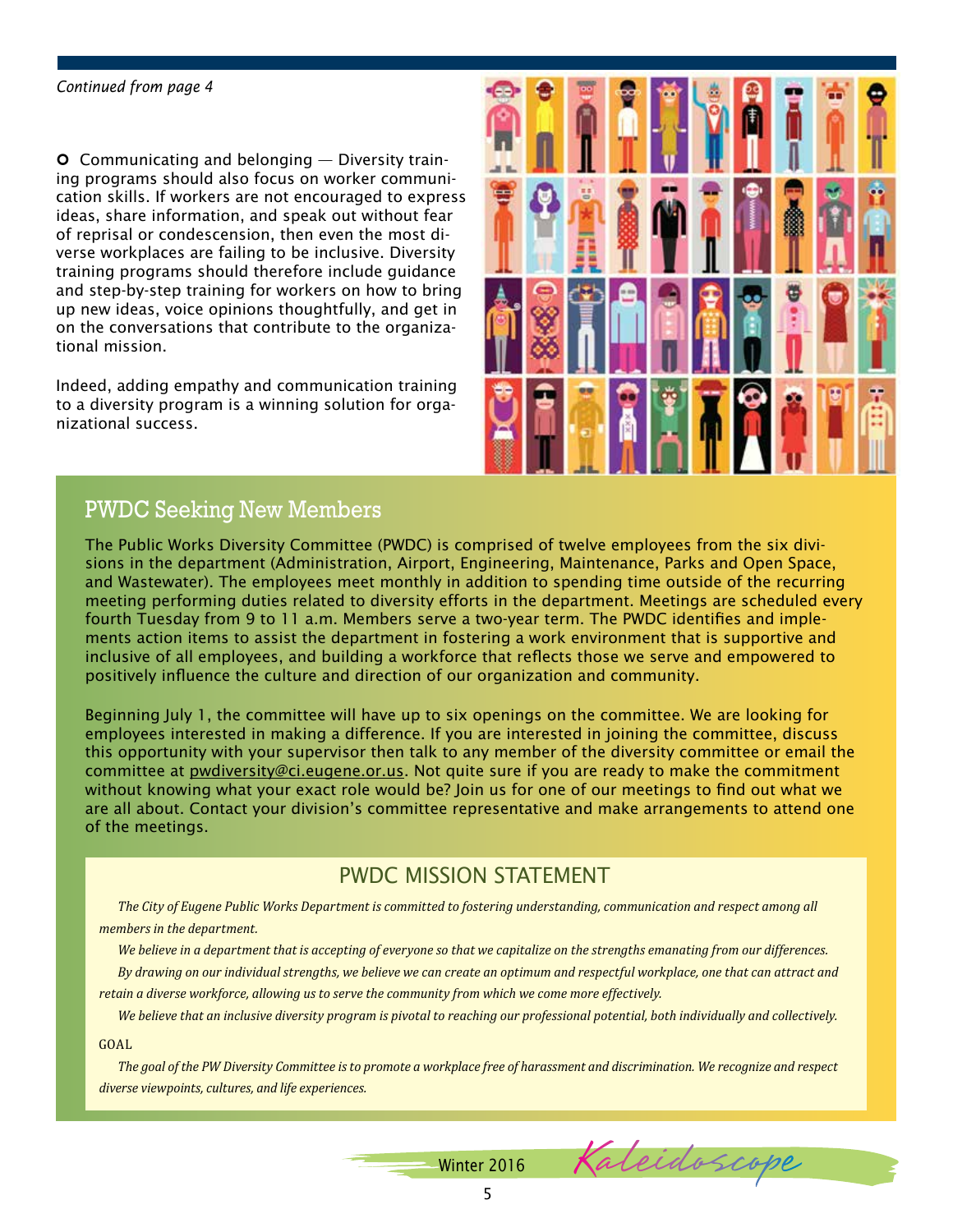*Continued from page 4*

- Communicating and belonging — Diversity training programs should also focus on worker communication skills. If workers are not encouraged to express ideas, share information, and speak out without fear of reprisal or condescension, then even the most diverse workplaces are failing to be inclusive. Diversity training programs should therefore include guidance and step-by-step training for workers on how to bring up new ideas, voice opinions thoughtfully, and get in on the conversations that contribute to the organizational mission.

Indeed, adding empathy and communication training to a diversity program is a winning solution for organizational success.

## PWDC Seeking New Members

The Public Works Diversity Committee (PWDC) is comprised of twelve employees from the six divisions in the department (Administration, Airport, Engineering, Maintenance, Parks and Open Space, and Wastewater). The employees meet monthly in addition to spending time outside of the recurring meeting performing duties related to diversity efforts in the department. Meetings are scheduled every fourth Tuesday from 9 to 11 a.m. Members serve a two-year term. The PWDC identifies and implements action items to assist the department in fostering a work environment that is supportive and inclusive of all employees, and building a workforce that reflects those we serve and empowered to positively influence the culture and direction of our organization and community.

Beginning July 1, the committee will have up to six openings on the committee. We are looking for employees interested in making a difference. If you are interested in joining the committee, discuss this opportunity with your supervisor then talk to any member of the diversity committee or email the committee at pwdiversity@ci.eugene.or.us. Not quite sure if you are ready to make the commitment without knowing what your exact role would be? Join us for one of our meetings to find out what we are all about. Contact your division's committee representative and make arrangements to attend one of the meetings.

### PWDC MISSION STATEMENT

*The City of Eugene Public Works Department is committed to fostering understanding, communication and respect among all members in the department.*

*We believe in a department that is accepting of everyone so that we capitalize on the strengths emanating from our differences.*

*By drawing on our individual strengths, we believe we can create an optimum and respectful workplace, one that can attract and retain a diverse workforce, allowing us to serve the community from which we come more effectively.*

*We believe that an inclusive diversity program is pivotal to reaching our professional potential, both individually and collectively.*

GOAL

*The goal of the PW Diversity Committee is to promote a workplace free of harassment and discrimination. We recognize and respect diverse viewpoints, cultures, and life experiences.*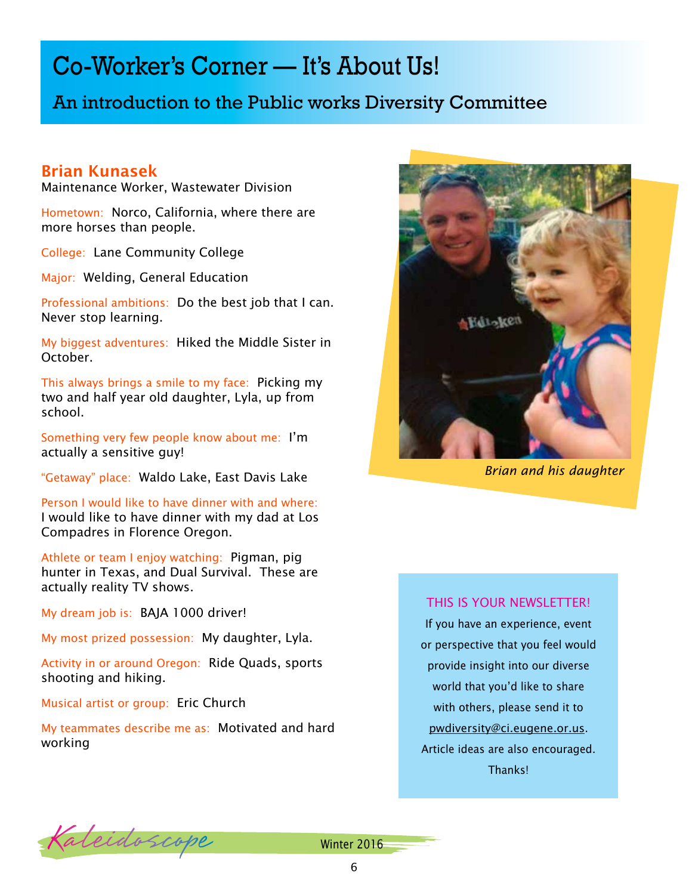# Co-Worker's Corner — It's About Us!

## An introduction to the Public works Diversity Committee

### Brian Kunasek

Maintenance Worker, Wastewater Division

Hometown: Norco, California, where there are more horses than people.

College: Lane Community College

Major: Welding, General Education

Professional ambitions: Do the best job that I can. Never stop learning.

My biggest adventures: Hiked the Middle Sister in October.

This always brings a smile to my face: Picking my two and half year old daughter, Lyla, up from school.

Something very few people know about me: I'm actually a sensitive guy!

"Getaway" place: Waldo Lake, East Davis Lake

Person I would like to have dinner with and where: I would like to have dinner with my dad at Los Compadres in Florence Oregon.

Athlete or team I enjoy watching: Pigman, pig hunter in Texas, and Dual Survival. These are actually reality TV shows.

My dream job is: BAJA 1000 driver!

My most prized possession: My daughter, Lyla.

Activity in or around Oregon: Ride Quads, sports shooting and hiking.

Musical artist or group: Eric Church

My teammates describe me as: Motivated and hard working

*Brian and his daughter*

**THIS IS YOUR NEWSLETTER!**

If you have an experience, event or perspective that you feel would provide insight into our diverse world that you'd like to share with others, please send it to pwdiversity@ci.eugene.or.us. Article ideas are also encouraged. Thanks!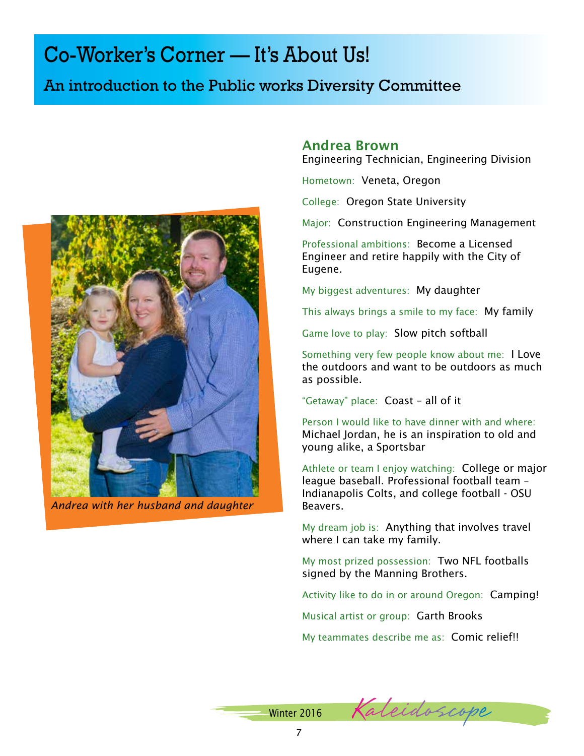# Co-Worker's Corner — It's About Us!

## An introduction to the Public works Diversity Committee

*Andrea with her husband and daughter*

### Andrea Brown

Engineering Technician, Engineering Division

Hometown: Veneta, Oregon

College: Oregon State University

Major: Construction Engineering Management

Professional ambitions: Become a Licensed Engineer and retire happily with the City of Eugene.

My biggest adventures: My daughter

This always brings a smile to my face: My family

Game love to play: Slow pitch softball

Something very few people know about me: I Love the outdoors and want to be outdoors as much as possible.

"Getaway" place: Coast – all of it

Person I would like to have dinner with and where: Michael Jordan, he is an inspiration to old and young alike, a Sportsbar

Athlete or team I enjoy watching: College or major league baseball. Professional football team – Indianapolis Colts, and college football - OSU Beavers.

My dream job is: Anything that involves travel where I can take my family.

My most prized possession: Two NFL footballs signed by the Manning Brothers.

Activity like to do in or around Oregon: Camping!

Musical artist or group: Garth Brooks

My teammates describe me as: Comic relief!!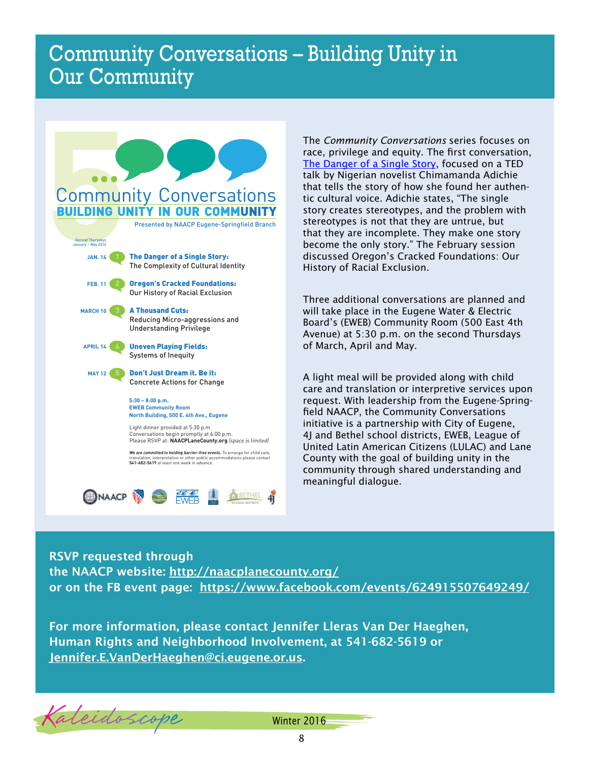# Community Conversations – Building Unity in Our Community

Community Conversations

BUILDING UNITY IN OUR COMMUNITY

Presented by NAACP Eugene-Springfield Branch

*Second Thursdays January – May 2016*

JAN. 14 — 1 — **The Danger of a Single Story:** The Complexity of Cultural Identity

FEB. 11 — 2 — **Oregon's Cracked Foundations:** Our History of Racial Exclusion

MARCH 10 — 3 — **A Thousand Cuts:** Reducing Micro-aggressions and Understanding Privilege

APRIL 14 — 4 — **Uneven Playing Fields:** Systems of Inequity

MAY 12 — 5 — **Don't Just Dream it. Be it:** Concrete Actions for Change

**5:30 – 8:00 p.m.**
**EWEB Community Room**
**North Building, 500 E. 4th Ave., Eugene**

Light dinner provided at 5:30 p.m.
Conversations begin promptly at 6:00 p.m.
Please RSVP at: **NAACPLaneCounty.org** *(space is limited)*

***We are committed to holding barrier-free events.*** To arrange for child care, translation, interpretation or other public accommodations please contact **541-682-5619** at least one week in advance.

The *Community Conversations* series focuses on race, privilege and equity. The first conversation, The Danger of a Single Story, focused on a TED talk by Nigerian novelist Chimamanda Adichie that tells the story of how she found her authentic cultural voice. Adichie states, "The single story creates stereotypes, and the problem with stereotypes is not that they are untrue, but that they are incomplete. They make one story become the only story." The February session discussed Oregon's Cracked Foundations: Our History of Racial Exclusion.

Three additional conversations are planned and will take place in the Eugene Water & Electric Board's (EWEB) Community Room (500 East 4th Avenue) at 5:30 p.m. on the second Thursdays of March, April and May.

A light meal will be provided along with child care and translation or interpretive services upon request. With leadership from the Eugene-Springfield NAACP, the Community Conversations initiative is a partnership with City of Eugene, 4J and Bethel school districts, EWEB, League of United Latin American Citizens (LULAC) and Lane County with the goal of building unity in the community through shared understanding and meaningful dialogue.

**RSVP requested through the NAACP website: http://naacplanecounty.org/ or on the FB event page: https://www.facebook.com/events/624915507649249/**

**For more information, please contact Jennifer Lleras Van Der Haeghen, Human Rights and Neighborhood Involvement, at 541-682-5619 or Jennifer.E.VanDerHaeghen@ci.eugene.or.us.**